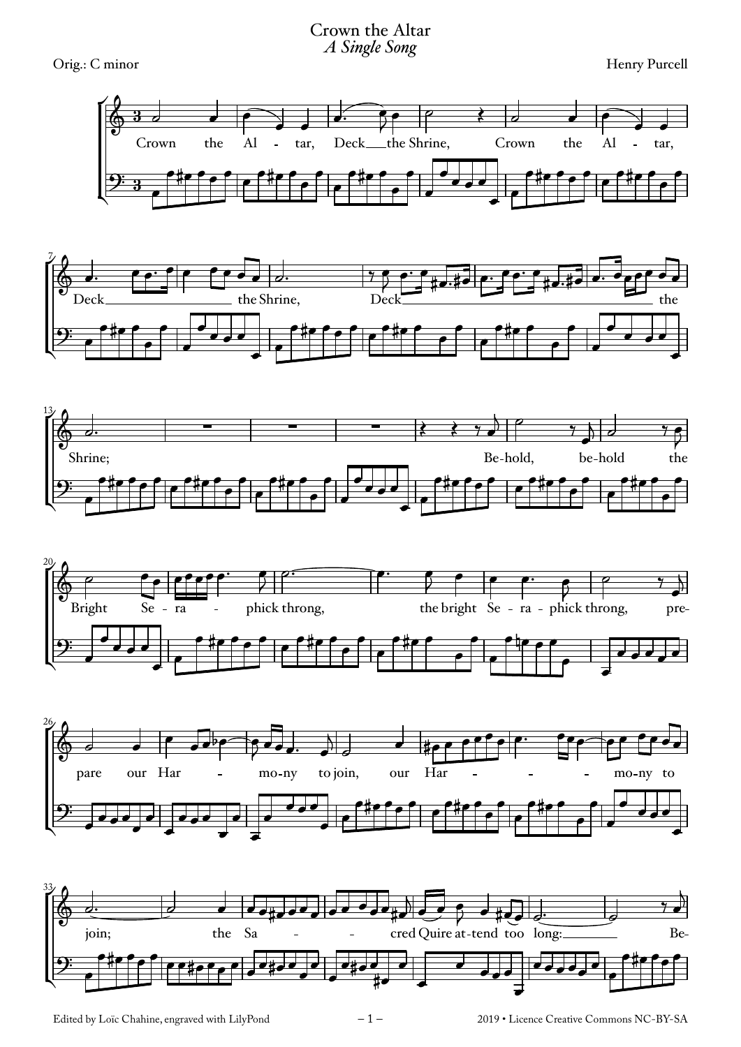# Crown the Altar

*A Single Song*

Orig.: C minor

Henry Purcell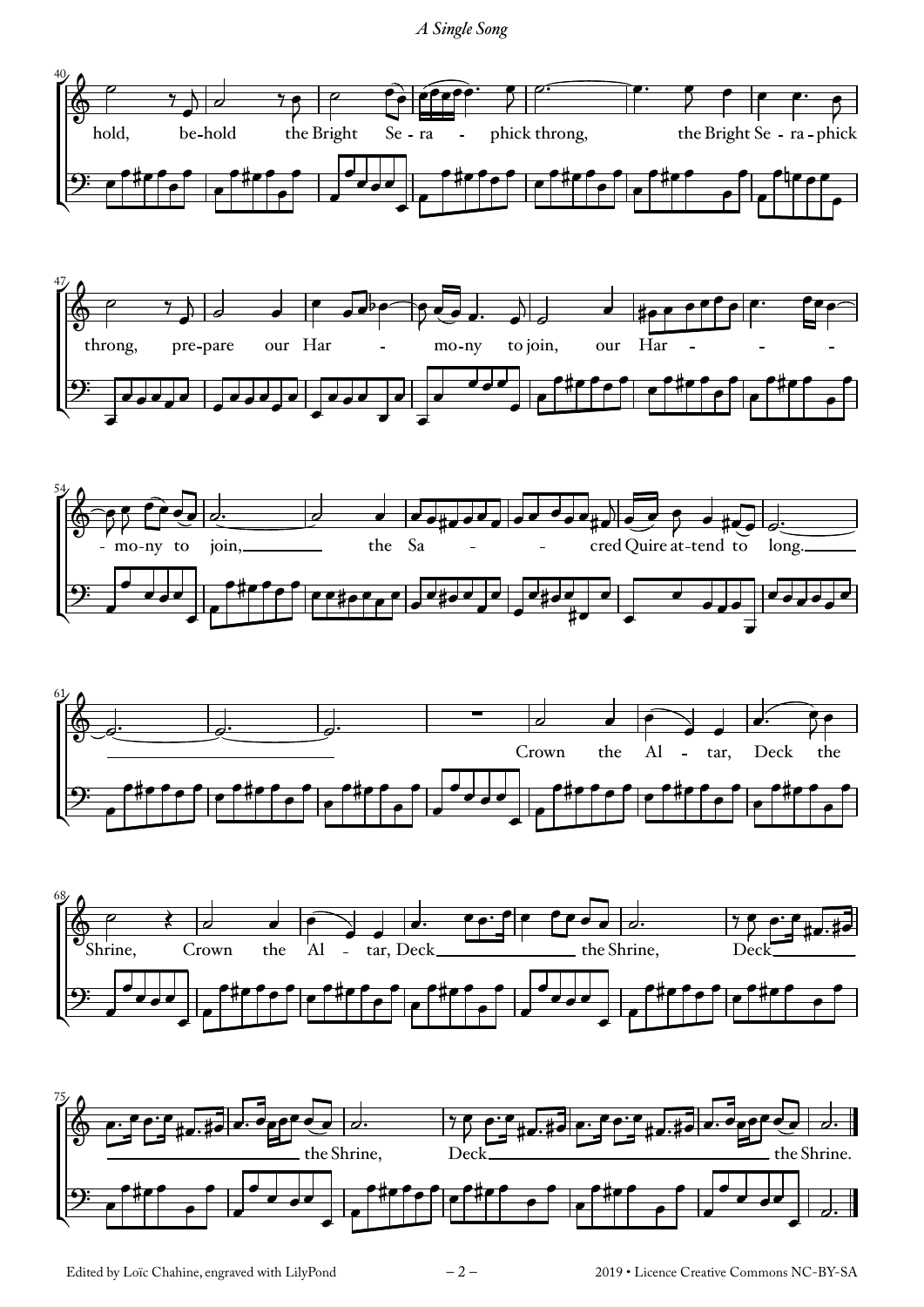hold, be-hold the Bright Se - ra - phick throng, the Bright Se - ra - phick

throng, pre-pare our Har - mo-ny to join, our Har - - -

- mo-ny to join, the Sa - - cred Quire at-tend to long.

Crown the Al - tar, Deck the

Shrine, Crown the Al - tar, Deck the Shrine, Deck

the Shrine, Deck the Shrine.